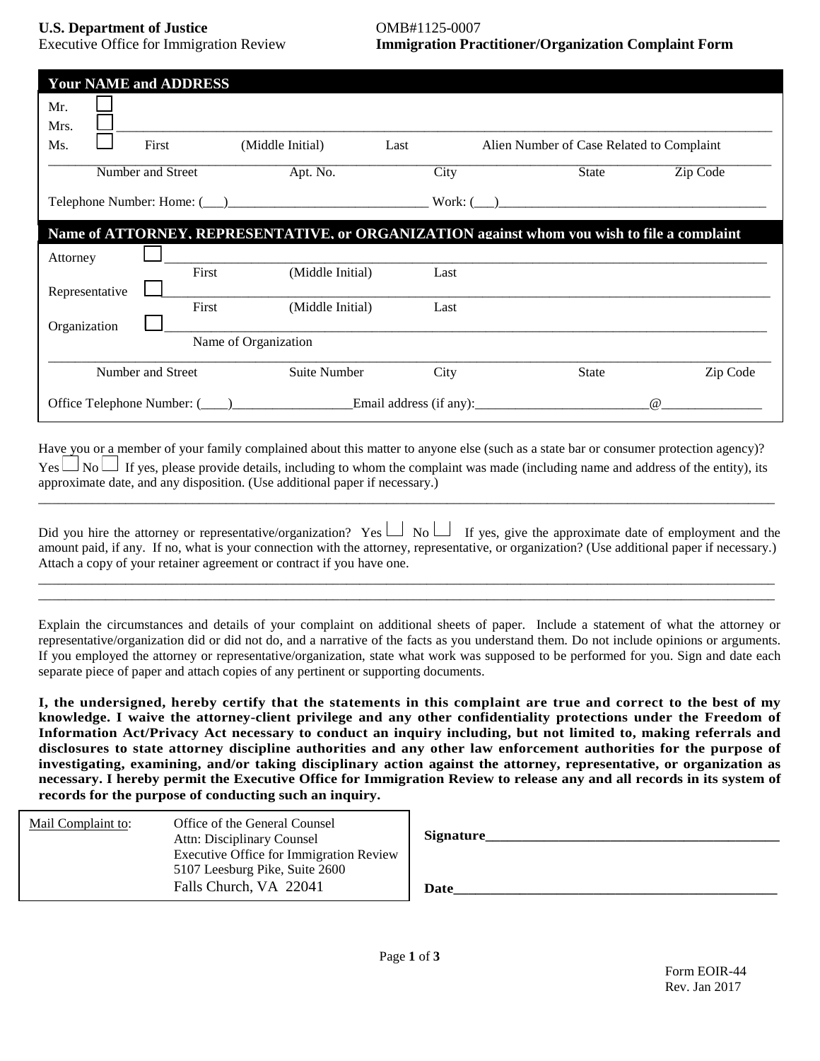**U.S. Department of Justice**
Executive Office for Immigration Review

OMB#1125-0007
**Immigration Practitioner/Organization Complaint Form**

## Your NAME and ADDRESS

☐ Mr.
☐ Mrs.
☐ Ms.

\_\_\_\_\_\_\_\_\_\_\_\_\_\_\_\_\_\_\_\_\_\_\_\_\_\_\_\_\_\_\_\_\_\_\_\_\_\_\_\_\_\_\_\_\_\_\_\_\_\_\_\_\_\_\_\_\_\_\_\_
First (Middle Initial) Last Alien Number of Case Related to Complaint

\_\_\_\_\_\_\_\_\_\_\_\_\_\_\_\_\_\_\_\_\_\_\_\_\_\_\_\_\_\_\_\_\_\_\_\_\_\_\_\_\_\_\_\_\_\_\_\_\_\_\_\_\_\_\_\_\_\_\_\_
Number and Street Apt. No. City State Zip Code

Telephone Number: Home: (\_\_\_)\_\_\_\_\_\_\_\_\_\_\_\_\_\_\_\_\_\_\_\_\_\_\_\_\_ Work: (\_\_\_)\_\_\_\_\_\_\_\_\_\_\_\_\_\_\_\_\_\_\_\_\_\_\_\_\_\_\_\_\_\_\_\_

## Name of ATTORNEY, REPRESENTATIVE, or ORGANIZATION against whom you wish to file a complaint

Attorney ☐ \_\_\_\_\_\_\_\_\_\_\_\_\_\_\_\_\_\_\_\_\_\_\_\_\_\_\_\_\_\_\_\_\_\_\_\_\_\_\_\_\_\_\_\_\_\_\_\_\_\_\_\_
First (Middle Initial) Last

Representative ☐ \_\_\_\_\_\_\_\_\_\_\_\_\_\_\_\_\_\_\_\_\_\_\_\_\_\_\_\_\_\_\_\_\_\_\_\_\_\_\_\_\_\_\_\_\_\_\_\_\_\_\_\_
First (Middle Initial) Last

Organization ☐ \_\_\_\_\_\_\_\_\_\_\_\_\_\_\_\_\_\_\_\_\_\_\_\_\_\_\_\_\_\_\_\_\_\_\_\_\_\_\_\_\_\_\_\_\_\_\_\_\_\_\_\_
Name of Organization

\_\_\_\_\_\_\_\_\_\_\_\_\_\_\_\_\_\_\_\_\_\_\_\_\_\_\_\_\_\_\_\_\_\_\_\_\_\_\_\_\_\_\_\_\_\_\_\_\_\_\_\_\_\_\_\_\_\_\_\_
Number and Street Suite Number City State Zip Code

Office Telephone Number: (\_\_\_\_)\_\_\_\_\_\_\_\_\_\_\_\_\_\_\_\_\_ Email address (if any):\_\_\_\_\_\_\_\_\_\_\_\_\_\_\_\_\_\_\_\_\_\_\_\_\_@\_\_\_\_\_\_\_\_\_\_\_\_\_\_\_

Have you or a member of your family complained about this matter to anyone else (such as a state bar or consumer protection agency)? Yes ☐ No ☐ If yes, please provide details, including to whom the complaint was made (including name and address of the entity), its approximate date, and any disposition. (Use additional paper if necessary.)

\_\_\_\_\_\_\_\_\_\_\_\_\_\_\_\_\_\_\_\_\_\_\_\_\_\_\_\_\_\_\_\_\_\_\_\_\_\_\_\_\_\_\_\_\_\_\_\_\_\_\_\_\_\_\_\_\_\_\_\_\_\_\_\_\_\_\_\_\_\_\_\_\_\_\_\_\_\_

Did you hire the attorney or representative/organization? Yes ☐ No ☐ If yes, give the approximate date of employment and the amount paid, if any. If no, what is your connection with the attorney, representative, or organization? (Use additional paper if necessary.) Attach a copy of your retainer agreement or contract if you have one.

\_\_\_\_\_\_\_\_\_\_\_\_\_\_\_\_\_\_\_\_\_\_\_\_\_\_\_\_\_\_\_\_\_\_\_\_\_\_\_\_\_\_\_\_\_\_\_\_\_\_\_\_\_\_\_\_\_\_\_\_\_\_\_\_\_\_\_\_\_\_\_\_\_\_\_\_\_\_
\_\_\_\_\_\_\_\_\_\_\_\_\_\_\_\_\_\_\_\_\_\_\_\_\_\_\_\_\_\_\_\_\_\_\_\_\_\_\_\_\_\_\_\_\_\_\_\_\_\_\_\_\_\_\_\_\_\_\_\_\_\_\_\_\_\_\_\_\_\_\_\_\_\_\_\_\_\_

Explain the circumstances and details of your complaint on additional sheets of paper. Include a statement of what the attorney or representative/organization did or did not do, and a narrative of the facts as you understand them. Do not include opinions or arguments. If you employed the attorney or representative/organization, state what work was supposed to be performed for you. Sign and date each separate piece of paper and attach copies of any pertinent or supporting documents.

**I, the undersigned, hereby certify that the statements in this complaint are true and correct to the best of my knowledge. I waive the attorney-client privilege and any other confidentiality protections under the Freedom of Information Act/Privacy Act necessary to conduct an inquiry including, but not limited to, making referrals and disclosures to state attorney discipline authorities and any other law enforcement authorities for the purpose of investigating, examining, and/or taking disciplinary action against the attorney, representative, or organization as necessary. I hereby permit the Executive Office for Immigration Review to release any and all records in its system of records for the purpose of conducting such an inquiry.**

Mail Complaint to:
Office of the General Counsel
Attn: Disciplinary Counsel
Executive Office for Immigration Review
5107 Leesburg Pike, Suite 2600
Falls Church, VA 22041

**Signature**\_\_\_\_\_\_\_\_\_\_\_\_\_\_\_\_\_\_\_\_\_\_\_\_\_\_\_\_\_\_\_\_\_\_\_\_\_\_\_\_

**Date**\_\_\_\_\_\_\_\_\_\_\_\_\_\_\_\_\_\_\_\_\_\_\_\_\_\_\_\_\_\_\_\_\_\_\_\_\_\_\_\_\_\_\_

Form EOIR-44
Rev. Jan 2017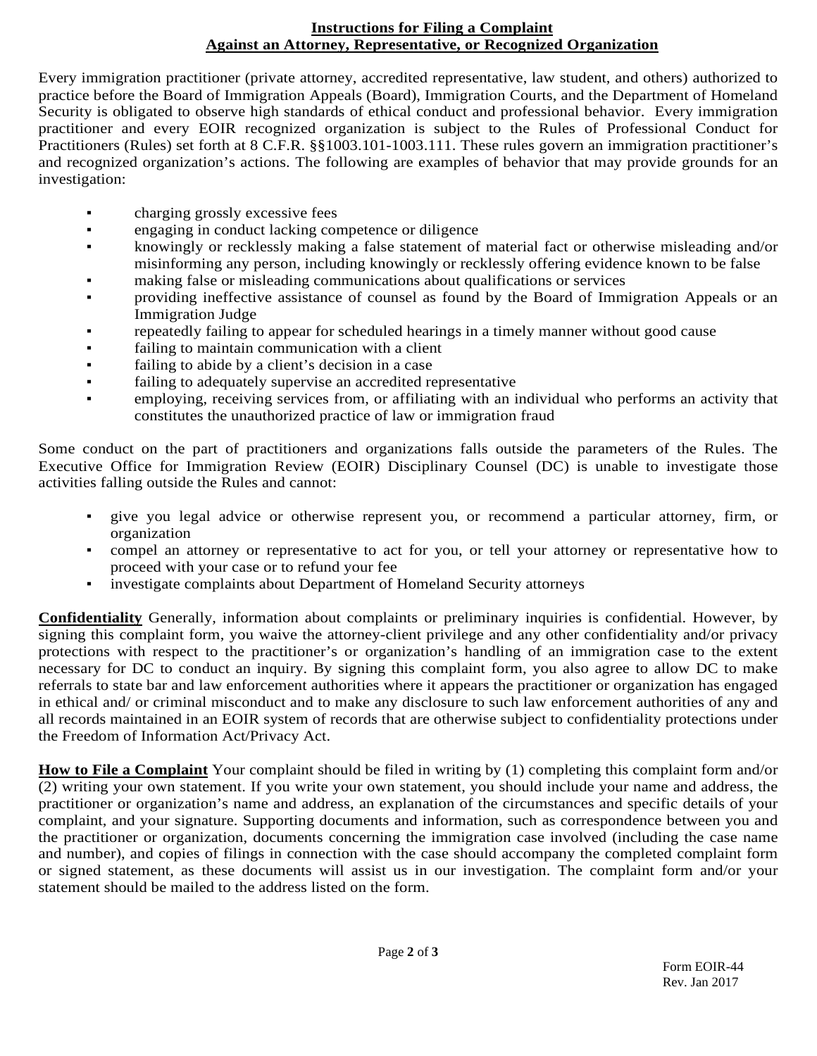# Instructions for Filing a Complaint
# Against an Attorney, Representative, or Recognized Organization

Every immigration practitioner (private attorney, accredited representative, law student, and others) authorized to practice before the Board of Immigration Appeals (Board), Immigration Courts, and the Department of Homeland Security is obligated to observe high standards of ethical conduct and professional behavior. Every immigration practitioner and every EOIR recognized organization is subject to the Rules of Professional Conduct for Practitioners (Rules) set forth at 8 C.F.R. §§1003.101-1003.111. These rules govern an immigration practitioner's and recognized organization's actions. The following are examples of behavior that may provide grounds for an investigation:

- charging grossly excessive fees
- engaging in conduct lacking competence or diligence
- knowingly or recklessly making a false statement of material fact or otherwise misleading and/or misinforming any person, including knowingly or recklessly offering evidence known to be false
- making false or misleading communications about qualifications or services
- providing ineffective assistance of counsel as found by the Board of Immigration Appeals or an Immigration Judge
- repeatedly failing to appear for scheduled hearings in a timely manner without good cause
- failing to maintain communication with a client
- failing to abide by a client's decision in a case
- failing to adequately supervise an accredited representative
- employing, receiving services from, or affiliating with an individual who performs an activity that constitutes the unauthorized practice of law or immigration fraud

Some conduct on the part of practitioners and organizations falls outside the parameters of the Rules. The Executive Office for Immigration Review (EOIR) Disciplinary Counsel (DC) is unable to investigate those activities falling outside the Rules and cannot:

- give you legal advice or otherwise represent you, or recommend a particular attorney, firm, or organization
- compel an attorney or representative to act for you, or tell your attorney or representative how to proceed with your case or to refund your fee
- investigate complaints about Department of Homeland Security attorneys

**Confidentiality** Generally, information about complaints or preliminary inquiries is confidential. However, by signing this complaint form, you waive the attorney-client privilege and any other confidentiality and/or privacy protections with respect to the practitioner's or organization's handling of an immigration case to the extent necessary for DC to conduct an inquiry. By signing this complaint form, you also agree to allow DC to make referrals to state bar and law enforcement authorities where it appears the practitioner or organization has engaged in ethical and/ or criminal misconduct and to make any disclosure to such law enforcement authorities of any and all records maintained in an EOIR system of records that are otherwise subject to confidentiality protections under the Freedom of Information Act/Privacy Act.

**How to File a Complaint** Your complaint should be filed in writing by (1) completing this complaint form and/or (2) writing your own statement. If you write your own statement, you should include your name and address, the practitioner or organization's name and address, an explanation of the circumstances and specific details of your complaint, and your signature. Supporting documents and information, such as correspondence between you and the practitioner or organization, documents concerning the immigration case involved (including the case name and number), and copies of filings in connection with the case should accompany the completed complaint form or signed statement, as these documents will assist us in our investigation. The complaint form and/or your statement should be mailed to the address listed on the form.

Form EOIR-44
Rev. Jan 2017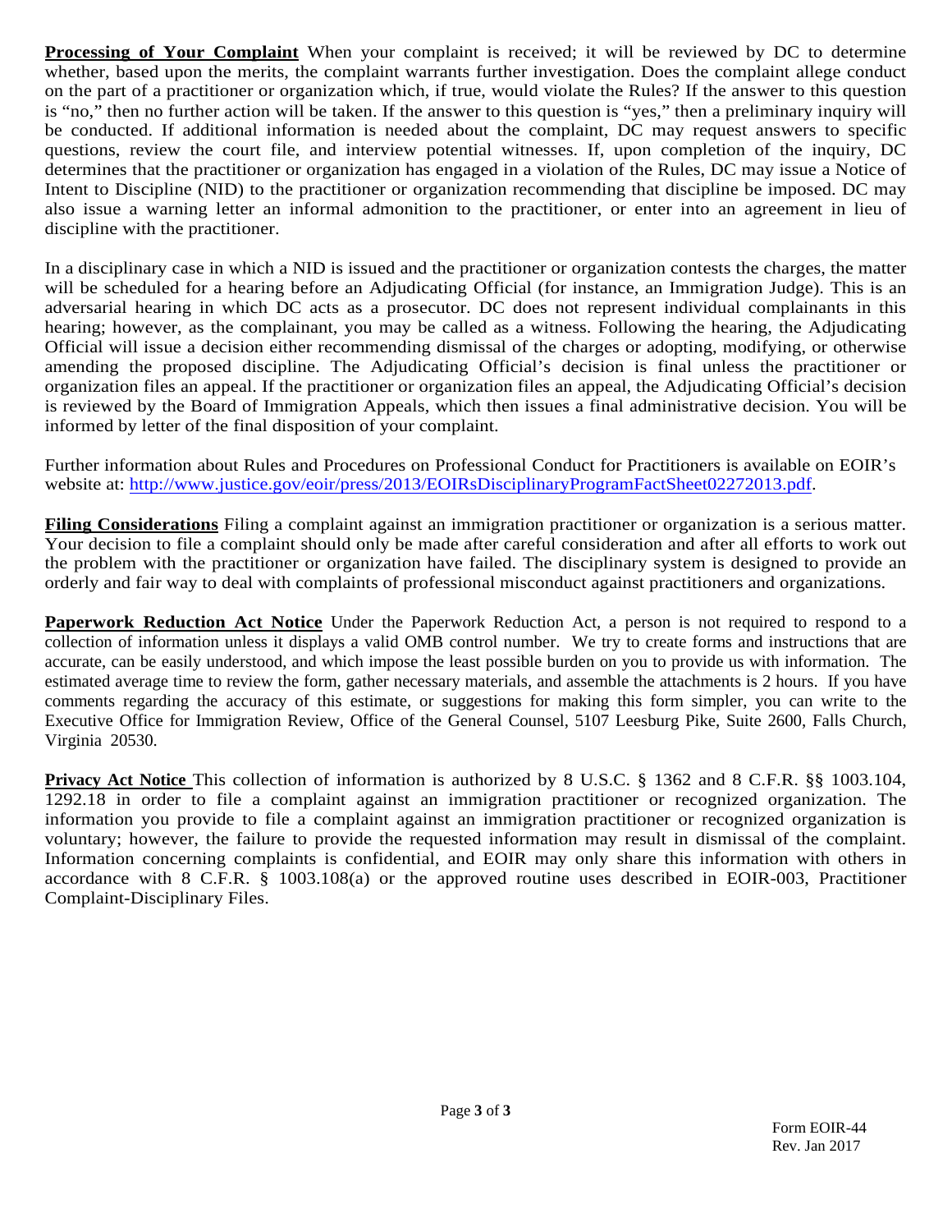**Processing of Your Complaint** When your complaint is received; it will be reviewed by DC to determine whether, based upon the merits, the complaint warrants further investigation. Does the complaint allege conduct on the part of a practitioner or organization which, if true, would violate the Rules? If the answer to this question is "no," then no further action will be taken. If the answer to this question is "yes," then a preliminary inquiry will be conducted. If additional information is needed about the complaint, DC may request answers to specific questions, review the court file, and interview potential witnesses. If, upon completion of the inquiry, DC determines that the practitioner or organization has engaged in a violation of the Rules, DC may issue a Notice of Intent to Discipline (NID) to the practitioner or organization recommending that discipline be imposed. DC may also issue a warning letter an informal admonition to the practitioner, or enter into an agreement in lieu of discipline with the practitioner.

In a disciplinary case in which a NID is issued and the practitioner or organization contests the charges, the matter will be scheduled for a hearing before an Adjudicating Official (for instance, an Immigration Judge). This is an adversarial hearing in which DC acts as a prosecutor. DC does not represent individual complainants in this hearing; however, as the complainant, you may be called as a witness. Following the hearing, the Adjudicating Official will issue a decision either recommending dismissal of the charges or adopting, modifying, or otherwise amending the proposed discipline. The Adjudicating Official's decision is final unless the practitioner or organization files an appeal. If the practitioner or organization files an appeal, the Adjudicating Official's decision is reviewed by the Board of Immigration Appeals, which then issues a final administrative decision. You will be informed by letter of the final disposition of your complaint.

Further information about Rules and Procedures on Professional Conduct for Practitioners is available on EOIR's website at: http://www.justice.gov/eoir/press/2013/EOIRsDisciplinaryProgramFactSheet02272013.pdf.

**Filing Considerations** Filing a complaint against an immigration practitioner or organization is a serious matter. Your decision to file a complaint should only be made after careful consideration and after all efforts to work out the problem with the practitioner or organization have failed. The disciplinary system is designed to provide an orderly and fair way to deal with complaints of professional misconduct against practitioners and organizations.

**Paperwork Reduction Act Notice** Under the Paperwork Reduction Act, a person is not required to respond to a collection of information unless it displays a valid OMB control number. We try to create forms and instructions that are accurate, can be easily understood, and which impose the least possible burden on you to provide us with information. The estimated average time to review the form, gather necessary materials, and assemble the attachments is 2 hours. If you have comments regarding the accuracy of this estimate, or suggestions for making this form simpler, you can write to the Executive Office for Immigration Review, Office of the General Counsel, 5107 Leesburg Pike, Suite 2600, Falls Church, Virginia 20530.

**Privacy Act Notice** This collection of information is authorized by 8 U.S.C. § 1362 and 8 C.F.R. §§ 1003.104, 1292.18 in order to file a complaint against an immigration practitioner or recognized organization. The information you provide to file a complaint against an immigration practitioner or recognized organization is voluntary; however, the failure to provide the requested information may result in dismissal of the complaint. Information concerning complaints is confidential, and EOIR may only share this information with others in accordance with 8 C.F.R. § 1003.108(a) or the approved routine uses described in EOIR-003, Practitioner Complaint-Disciplinary Files.

Form EOIR-44
Rev. Jan 2017